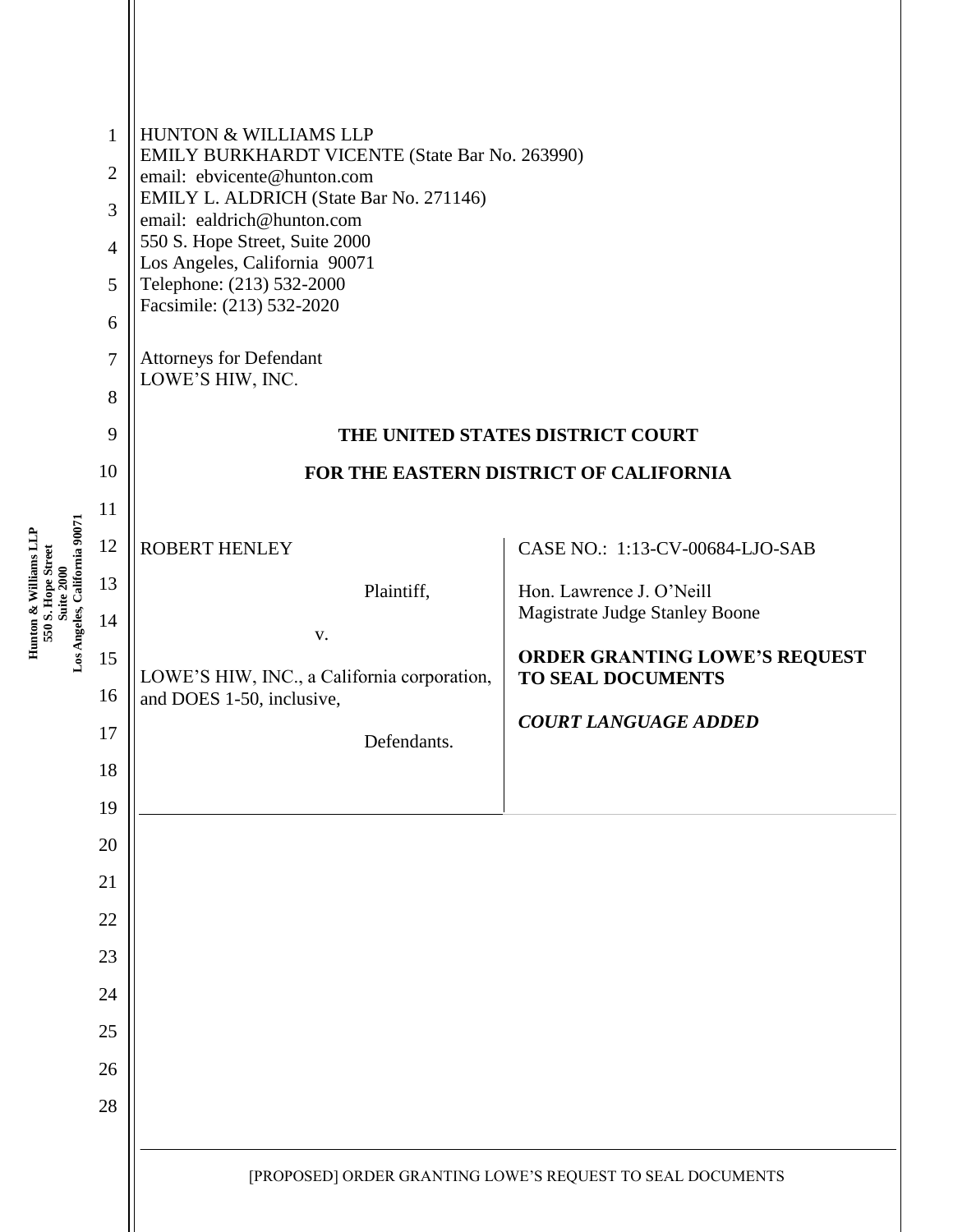HUNTON & WILLIAMS LLP
EMILY BURKHARDT VICENTE (State Bar No. 263990)
email: ebvicente@hunton.com
EMILY L. ALDRICH (State Bar No. 271146)
email: ealdrich@hunton.com
550 S. Hope Street, Suite 2000
Los Angeles, California 90071
Telephone: (213) 532-2000
Facsimile: (213) 532-2020

Attorneys for Defendant
LOWE'S HIW, INC.

**THE UNITED STATES DISTRICT COURT**

**FOR THE EASTERN DISTRICT OF CALIFORNIA**

ROBERT HENLEY

Plaintiff,

v.

LOWE'S HIW, INC., a California corporation, and DOES 1-50, inclusive,

Defendants.

CASE NO.: 1:13-CV-00684-LJO-SAB

Hon. Lawrence J. O'Neill
Magistrate Judge Stanley Boone

**ORDER GRANTING LOWE'S REQUEST TO SEAL DOCUMENTS**

***COURT LANGUAGE ADDED***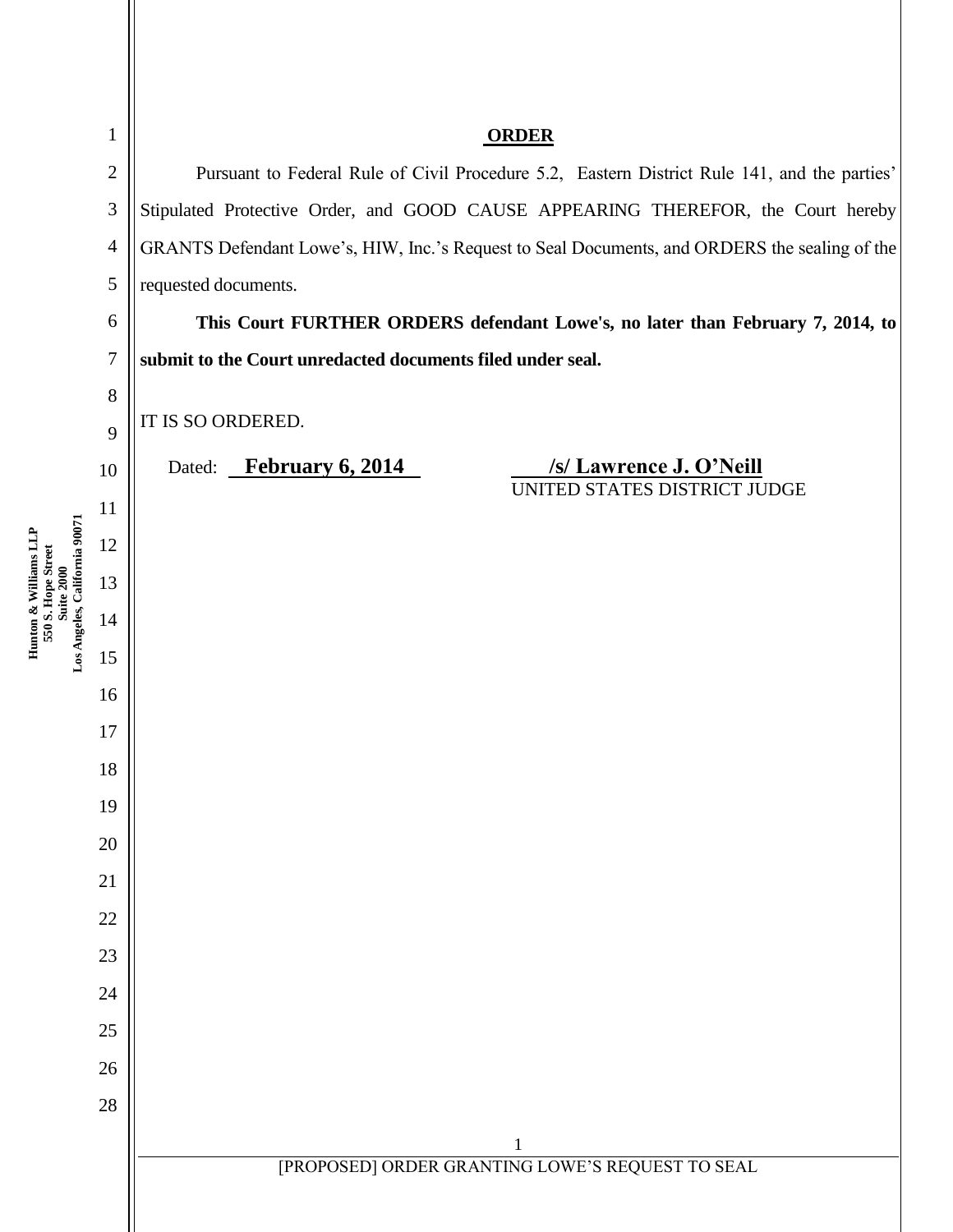## ORDER

Pursuant to Federal Rule of Civil Procedure 5.2, Eastern District Rule 141, and the parties' Stipulated Protective Order, and GOOD CAUSE APPEARING THEREFOR, the Court hereby GRANTS Defendant Lowe's, HIW, Inc.'s Request to Seal Documents, and ORDERS the sealing of the requested documents.

**This Court FURTHER ORDERS defendant Lowe's, no later than February 7, 2014, to submit to the Court unredacted documents filed under seal.**

IT IS SO ORDERED.

Dated: **February 6, 2014**

**/s/ Lawrence J. O'Neill**
UNITED STATES DISTRICT JUDGE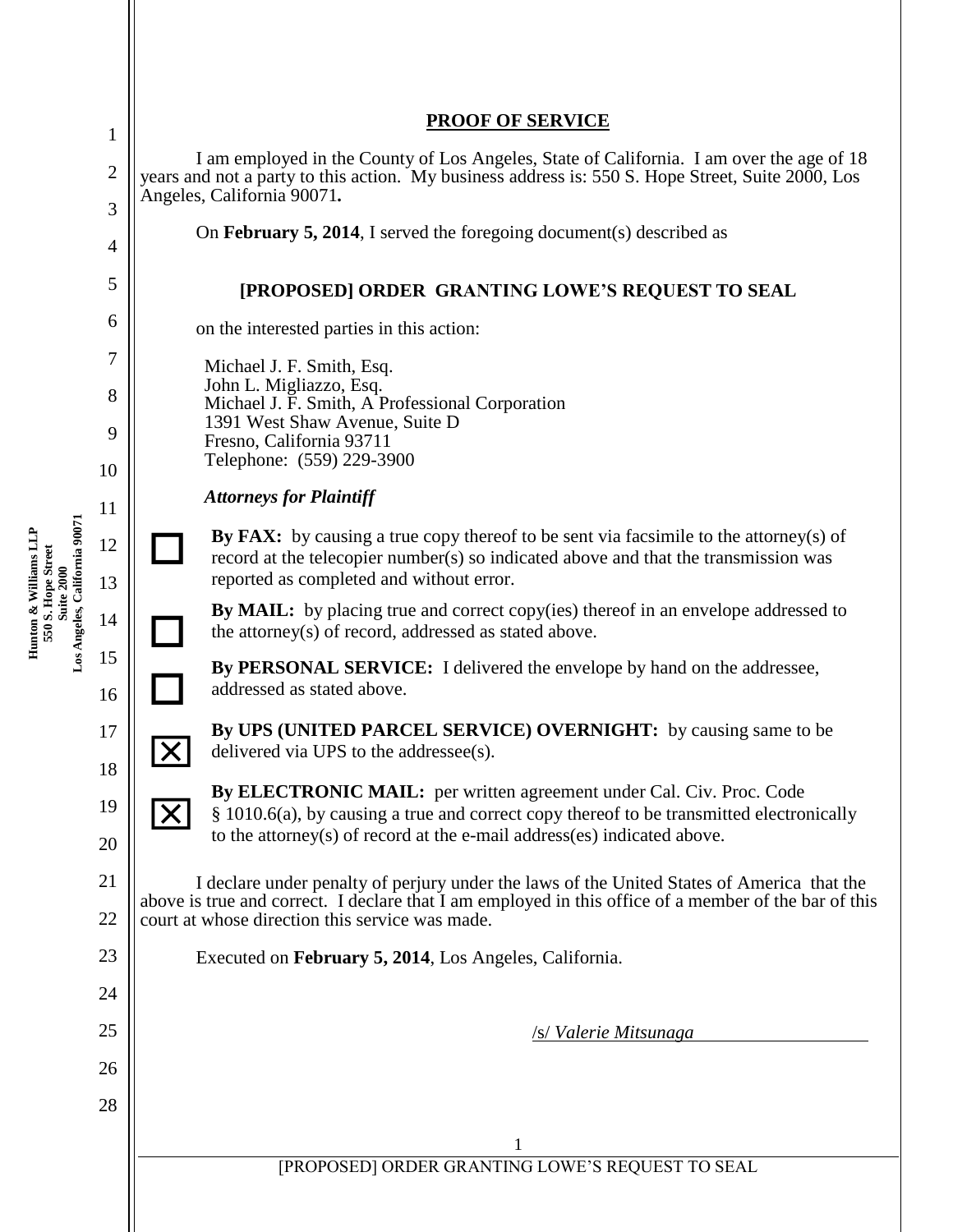## PROOF OF SERVICE

I am employed in the County of Los Angeles, State of California. I am over the age of 18 years and not a party to this action. My business address is: 550 S. Hope Street, Suite 2000, Los Angeles, California 90071**.**

On **February 5, 2014**, I served the foregoing document(s) described as

**[PROPOSED] ORDER GRANTING LOWE'S REQUEST TO SEAL**

on the interested parties in this action:

Michael J. F. Smith, Esq.
John L. Migliazzo, Esq.
Michael J. F. Smith, A Professional Corporation
1391 West Shaw Avenue, Suite D
Fresno, California 93711
Telephone: (559) 229-3900

***Attorneys for Plaintiff***

☐ **By FAX:** by causing a true copy thereof to be sent via facsimile to the attorney(s) of record at the telecopier number(s) so indicated above and that the transmission was reported as completed and without error.

☐ **By MAIL:** by placing true and correct copy(ies) thereof in an envelope addressed to the attorney(s) of record, addressed as stated above.

☐ **By PERSONAL SERVICE:** I delivered the envelope by hand on the addressee, addressed as stated above.

☒ **By UPS (UNITED PARCEL SERVICE) OVERNIGHT:** by causing same to be delivered via UPS to the addressee(s).

☒ **By ELECTRONIC MAIL:** per written agreement under Cal. Civ. Proc. Code § 1010.6(a), by causing a true and correct copy thereof to be transmitted electronically to the attorney(s) of record at the e-mail address(es) indicated above.

I declare under penalty of perjury under the laws of the United States of America that the above is true and correct. I declare that I am employed in this office of a member of the bar of this court at whose direction this service was made.

Executed on **February 5, 2014**, Los Angeles, California.

/s/ *Valerie Mitsunaga*